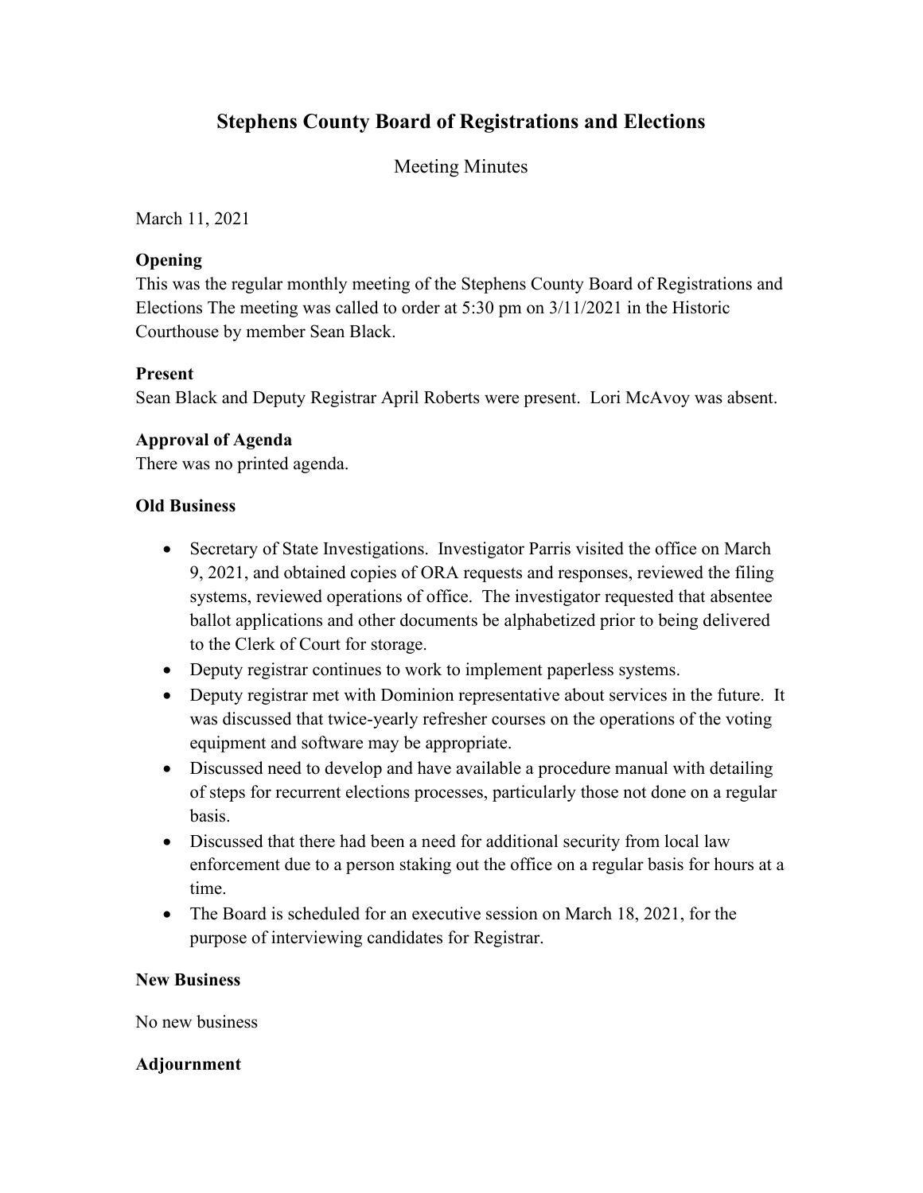# Stephens County Board of Registrations and Elections

Meeting Minutes

March 11, 2021

### Opening

This was the regular monthly meeting of the Stephens County Board of Registrations and Elections The meeting was called to order at 5:30 pm on 3/11/2021 in the Historic Courthouse by member Sean Black.

### Present

Sean Black and Deputy Registrar April Roberts were present. Lori McAvoy was absent.

### Approval of Agenda

There was no printed agenda.

### Old Business

- Secretary of State Investigations. Investigator Parris visited the office on March 9, 2021, and obtained copies of ORA requests and responses, reviewed the filing systems, reviewed operations of office. The investigator requested that absentee ballot applications and other documents be alphabetized prior to being delivered to the Clerk of Court for storage.
- Deputy registrar continues to work to implement paperless systems.
- Deputy registrar met with Dominion representative about services in the future. It was discussed that twice-yearly refresher courses on the operations of the voting equipment and software may be appropriate.
- Discussed need to develop and have available a procedure manual with detailing of steps for recurrent elections processes, particularly those not done on a regular basis.
- Discussed that there had been a need for additional security from local law enforcement due to a person staking out the office on a regular basis for hours at a time.
- The Board is scheduled for an executive session on March 18, 2021, for the purpose of interviewing candidates for Registrar.

### New Business

No new business

### Adjournment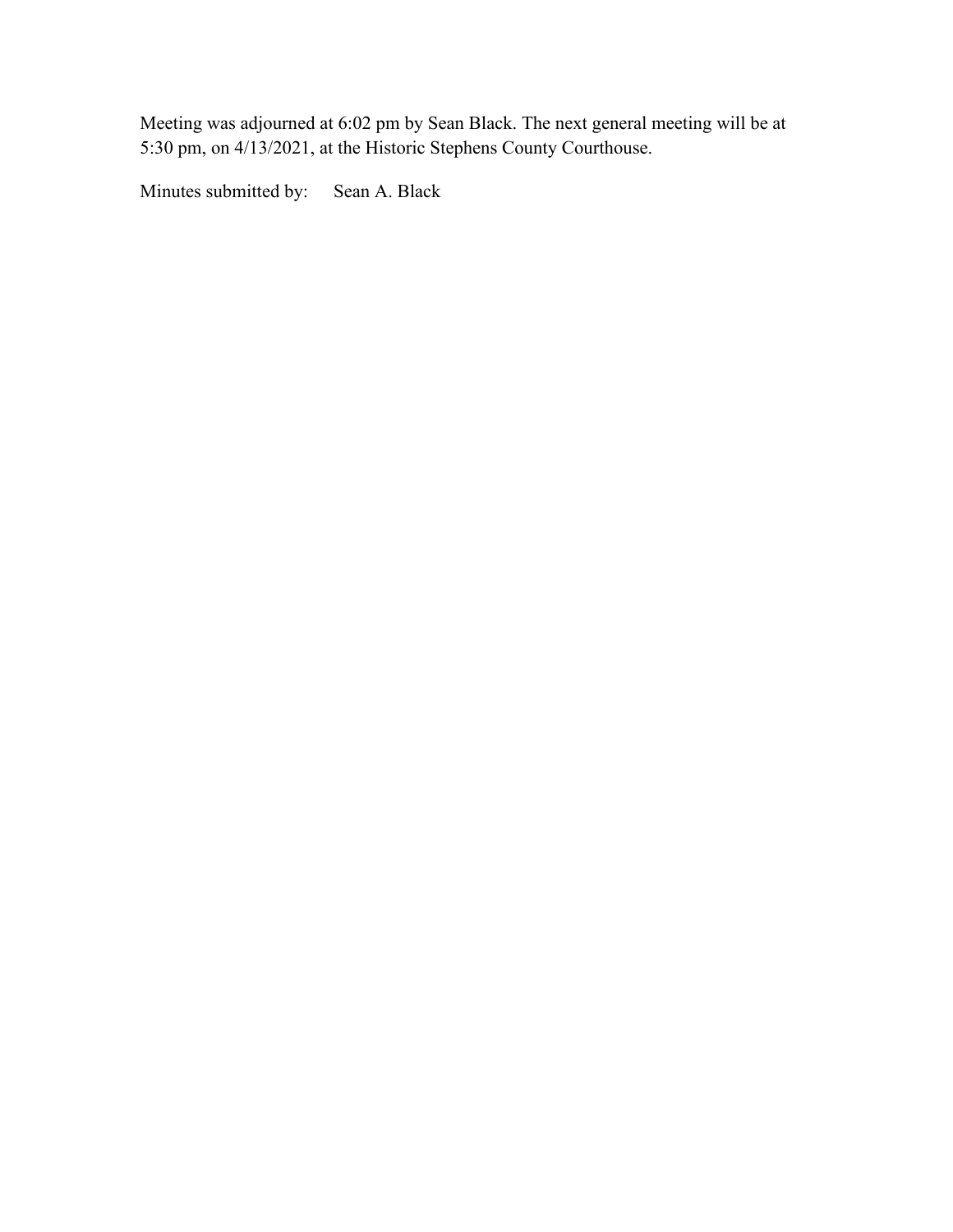Meeting was adjourned at 6:02 pm by Sean Black. The next general meeting will be at 5:30 pm, on 4/13/2021, at the Historic Stephens County Courthouse.

Minutes submitted by: Sean A. Black